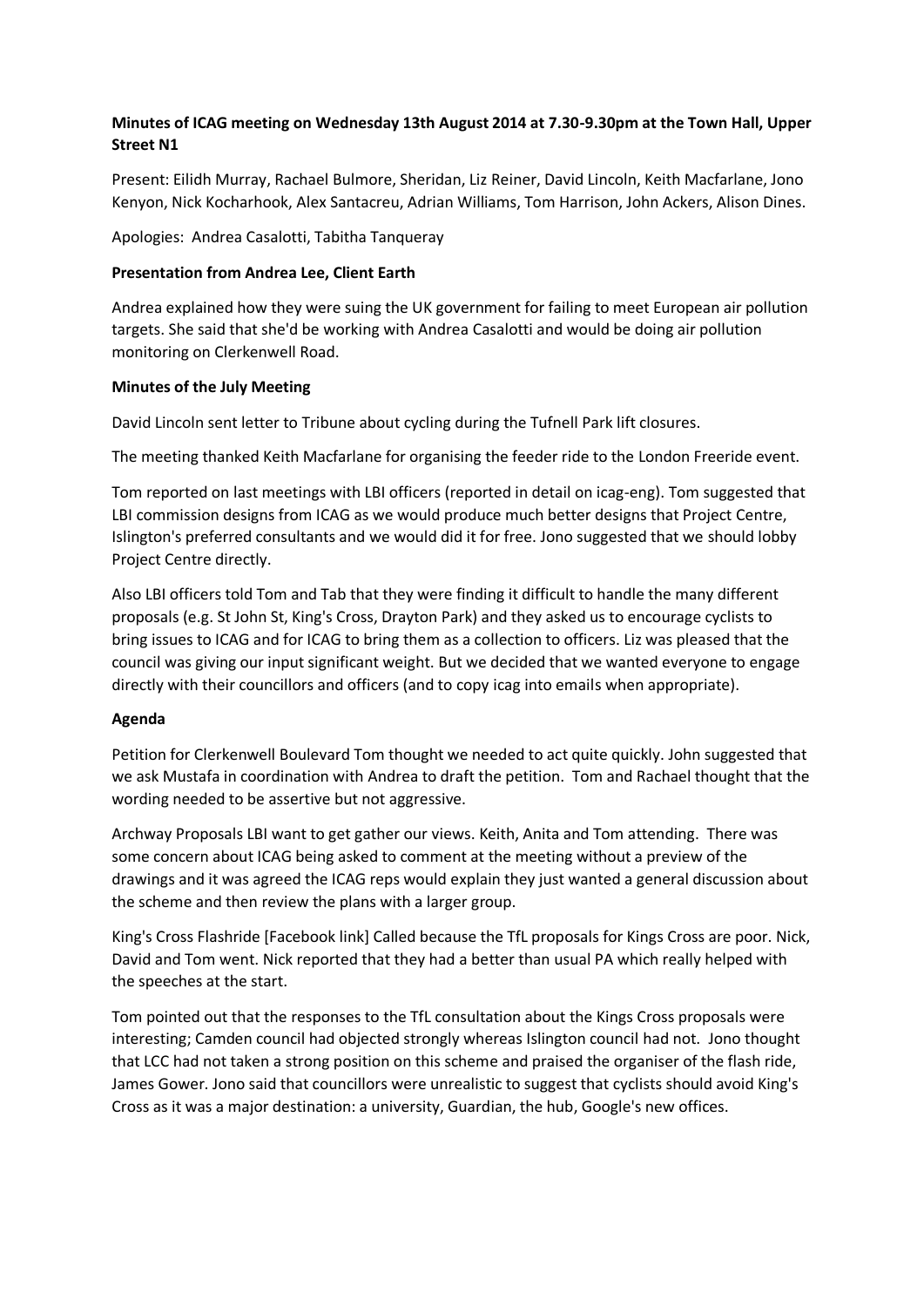**Minutes of ICAG meeting on Wednesday 13th August 2014 at 7.30-9.30pm at the Town Hall, Upper Street N1**

Present: Eilidh Murray, Rachael Bulmore, Sheridan, Liz Reiner, David Lincoln, Keith Macfarlane, Jono Kenyon, Nick Kocharhook, Alex Santacreu, Adrian Williams, Tom Harrison, John Ackers, Alison Dines.

Apologies: Andrea Casalotti, Tabitha Tanqueray

**Presentation from Andrea Lee, Client Earth**

Andrea explained how they were suing the UK government for failing to meet European air pollution targets. She said that she'd be working with Andrea Casalotti and would be doing air pollution monitoring on Clerkenwell Road.

**Minutes of the July Meeting**

David Lincoln sent letter to Tribune about cycling during the Tufnell Park lift closures.

The meeting thanked Keith Macfarlane for organising the feeder ride to the London Freeride event.

Tom reported on last meetings with LBI officers (reported in detail on icag-eng). Tom suggested that LBI commission designs from ICAG as we would produce much better designs that Project Centre, Islington's preferred consultants and we would did it for free. Jono suggested that we should lobby Project Centre directly.

Also LBI officers told Tom and Tab that they were finding it difficult to handle the many different proposals (e.g. St John St, King's Cross, Drayton Park) and they asked us to encourage cyclists to bring issues to ICAG and for ICAG to bring them as a collection to officers. Liz was pleased that the council was giving our input significant weight. But we decided that we wanted everyone to engage directly with their councillors and officers (and to copy icag into emails when appropriate).

**Agenda**

Petition for Clerkenwell Boulevard Tom thought we needed to act quite quickly. John suggested that we ask Mustafa in coordination with Andrea to draft the petition. Tom and Rachael thought that the wording needed to be assertive but not aggressive.

Archway Proposals LBI want to get gather our views. Keith, Anita and Tom attending. There was some concern about ICAG being asked to comment at the meeting without a preview of the drawings and it was agreed the ICAG reps would explain they just wanted a general discussion about the scheme and then review the plans with a larger group.

King's Cross Flashride [Facebook link] Called because the TfL proposals for Kings Cross are poor. Nick, David and Tom went. Nick reported that they had a better than usual PA which really helped with the speeches at the start.

Tom pointed out that the responses to the TfL consultation about the Kings Cross proposals were interesting; Camden council had objected strongly whereas Islington council had not. Jono thought that LCC had not taken a strong position on this scheme and praised the organiser of the flash ride, James Gower. Jono said that councillors were unrealistic to suggest that cyclists should avoid King's Cross as it was a major destination: a university, Guardian, the hub, Google's new offices.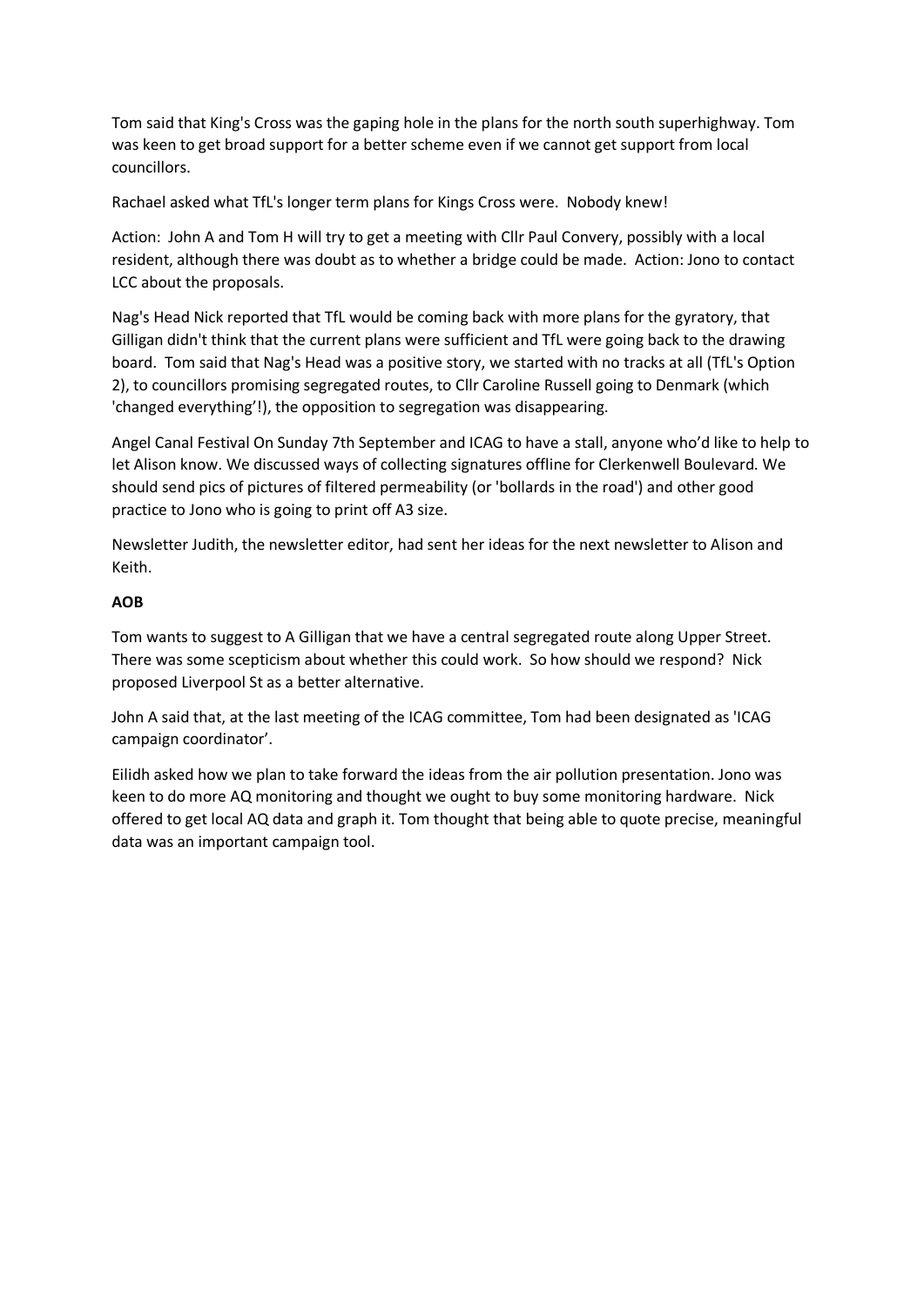Tom said that King's Cross was the gaping hole in the plans for the north south superhighway. Tom was keen to get broad support for a better scheme even if we cannot get support from local councillors.

Rachael asked what TfL's longer term plans for Kings Cross were.  Nobody knew!

Action:  John A and Tom H will try to get a meeting with Cllr Paul Convery, possibly with a local resident, although there was doubt as to whether a bridge could be made.  Action: Jono to contact LCC about the proposals.

Nag's Head Nick reported that TfL would be coming back with more plans for the gyratory, that Gilligan didn't think that the current plans were sufficient and TfL were going back to the drawing board.  Tom said that Nag's Head was a positive story, we started with no tracks at all (TfL's Option 2), to councillors promising segregated routes, to Cllr Caroline Russell going to Denmark (which 'changed everything'!), the opposition to segregation was disappearing.

Angel Canal Festival On Sunday 7th September and ICAG to have a stall, anyone who'd like to help to let Alison know. We discussed ways of collecting signatures offline for Clerkenwell Boulevard. We should send pics of pictures of filtered permeability (or 'bollards in the road') and other good practice to Jono who is going to print off A3 size.

Newsletter Judith, the newsletter editor, had sent her ideas for the next newsletter to Alison and Keith.

**AOB**

Tom wants to suggest to A Gilligan that we have a central segregated route along Upper Street. There was some scepticism about whether this could work.  So how should we respond?  Nick proposed Liverpool St as a better alternative.

John A said that, at the last meeting of the ICAG committee, Tom had been designated as 'ICAG campaign coordinator'.

Eilidh asked how we plan to take forward the ideas from the air pollution presentation. Jono was keen to do more AQ monitoring and thought we ought to buy some monitoring hardware.  Nick offered to get local AQ data and graph it. Tom thought that being able to quote precise, meaningful data was an important campaign tool.